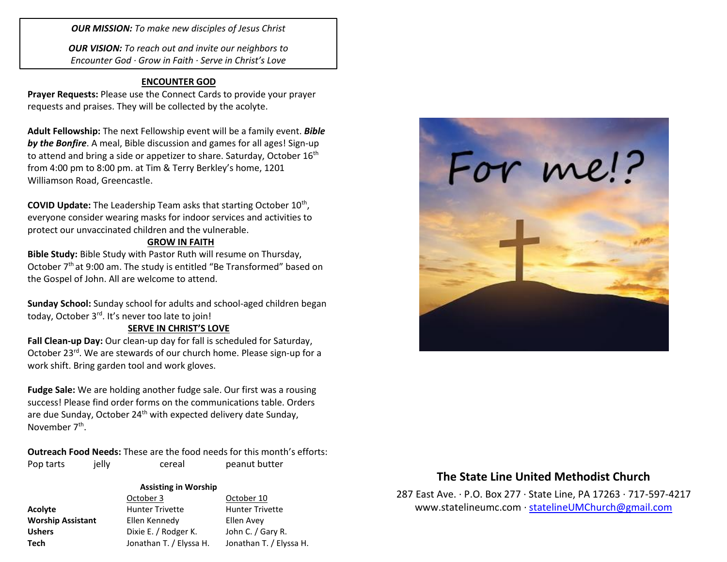***OUR MISSION:*** *To make new disciples of Jesus Christ*

***OUR VISION:*** *To reach out and invite our neighbors to Encounter God · Grow in Faith · Serve in Christ's Love*

## ENCOUNTER GOD

**Prayer Requests:** Please use the Connect Cards to provide your prayer requests and praises. They will be collected by the acolyte.

**Adult Fellowship:** The next Fellowship event will be a family event. ***Bible by the Bonfire***. A meal, Bible discussion and games for all ages! Sign-up to attend and bring a side or appetizer to share. Saturday, October 16th from 4:00 pm to 8:00 pm. at Tim & Terry Berkley's home, 1201 Williamson Road, Greencastle.

**COVID Update:** The Leadership Team asks that starting October 10th, everyone consider wearing masks for indoor services and activities to protect our unvaccinated children and the vulnerable.

## GROW IN FAITH

**Bible Study:** Bible Study with Pastor Ruth will resume on Thursday, October 7th at 9:00 am. The study is entitled "Be Transformed" based on the Gospel of John. All are welcome to attend.

**Sunday School:** Sunday school for adults and school-aged children began today, October 3rd. It's never too late to join!

## SERVE IN CHRIST'S LOVE

**Fall Clean-up Day:** Our clean-up day for fall is scheduled for Saturday, October 23rd. We are stewards of our church home. Please sign-up for a work shift. Bring garden tool and work gloves.

**Fudge Sale:** We are holding another fudge sale. Our first was a rousing success! Please find order forms on the communications table. Orders are due Sunday, October 24th with expected delivery date Sunday, November 7th.

**Outreach Food Needs:** These are the food needs for this month's efforts:

Pop tarts jelly cereal peanut butter

**Assisting in Worship**

| | October 3 | October 10 |
|---|---|---|
| **Acolyte** | Hunter Trivette | Hunter Trivette |
| **Worship Assistant** | Ellen Kennedy | Ellen Avey |
| **Ushers** | Dixie E. / Rodger K. | John C. / Gary R. |
| **Tech** | Jonathan T. / Elyssa H. | Jonathan T. / Elyssa H. |

For me!?

## The State Line United Methodist Church

287 East Ave. · P.O. Box 277 · State Line, PA 17263 · 717-597-4217
www.statelineumc.com · statelineUMChurch@gmail.com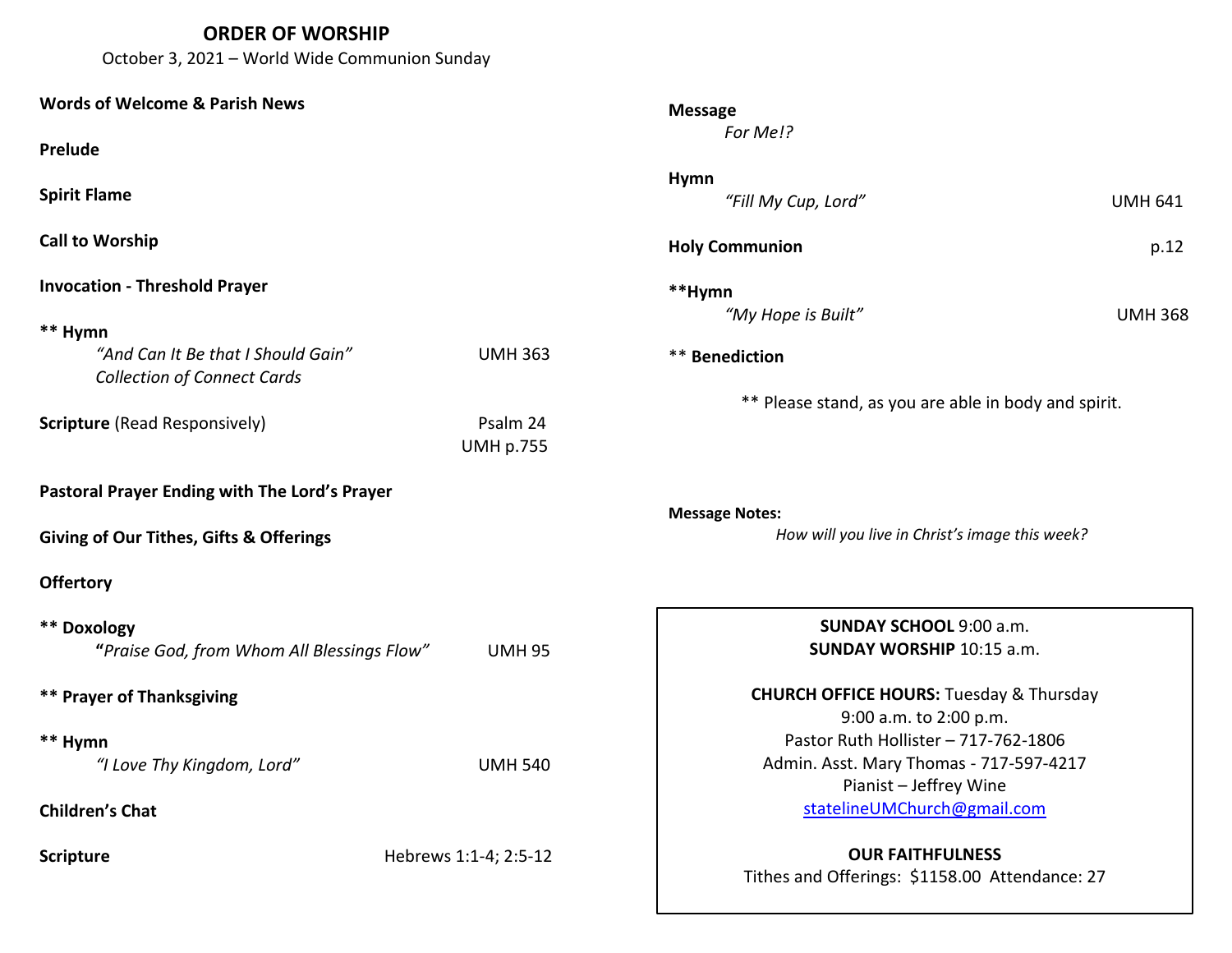## ORDER OF WORSHIP

October 3, 2021 – World Wide Communion Sunday

**Words of Welcome & Parish News**

**Prelude**

**Spirit Flame**

**Call to Worship**

**Invocation - Threshold Prayer**

**\*\* Hymn**
*"And Can It Be that I Should Gain"* UMH 363
*Collection of Connect Cards*

**Scripture** (Read Responsively) Psalm 24
UMH p.755

**Pastoral Prayer Ending with The Lord's Prayer**

**Giving of Our Tithes, Gifts & Offerings**

**Offertory**

**\*\* Doxology**
**"***Praise God, from Whom All Blessings Flow"* UMH 95

**\*\* Prayer of Thanksgiving**

**\*\* Hymn**
*"I Love Thy Kingdom, Lord"* UMH 540

**Children's Chat**

**Scripture** Hebrews 1:1-4; 2:5-12

**Message**
*For Me!?*

**Hymn**
*"Fill My Cup, Lord"* UMH 641

**Holy Communion** p.12

**\*\*Hymn**
*"My Hope is Built"* UMH 368

\*\* **Benediction**

\*\* Please stand, as you are able in body and spirit.

**Message Notes:**
*How will you live in Christ's image this week?*

**SUNDAY SCHOOL** 9:00 a.m.
**SUNDAY WORSHIP** 10:15 a.m.

**CHURCH OFFICE HOURS:** Tuesday & Thursday
9:00 a.m. to 2:00 p.m.
Pastor Ruth Hollister – 717-762-1806
Admin. Asst. Mary Thomas - 717-597-4217
Pianist – Jeffrey Wine
statelineUMChurch@gmail.com

**OUR FAITHFULNESS**
Tithes and Offerings: $1158.00 Attendance: 27